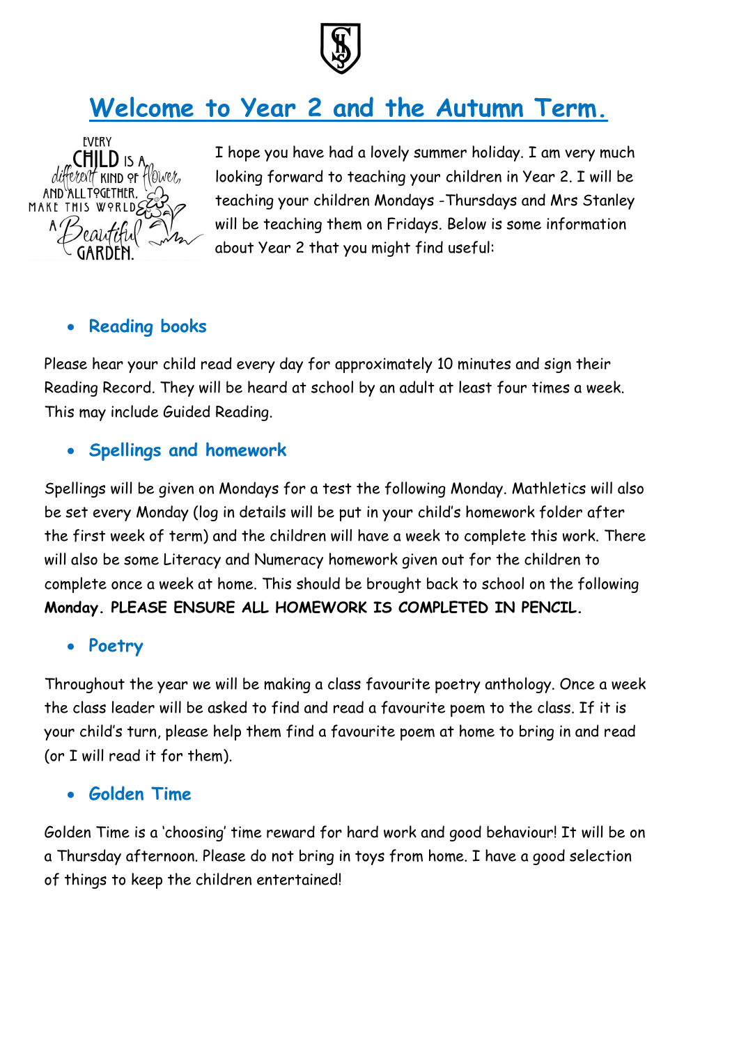# Welcome to Year 2 and the Autumn Term.

I hope you have had a lovely summer holiday. I am very much looking forward to teaching your children in Year 2. I will be teaching your children Mondays -Thursdays and Mrs Stanley will be teaching them on Fridays. Below is some information about Year 2 that you might find useful:

- ## Reading books

Please hear your child read every day for approximately 10 minutes and sign their Reading Record. They will be heard at school by an adult at least four times a week. This may include Guided Reading.

- ## Spellings and homework

Spellings will be given on Mondays for a test the following Monday. Mathletics will also be set every Monday (log in details will be put in your child's homework folder after the first week of term) and the children will have a week to complete this work. There will also be some Literacy and Numeracy homework given out for the children to complete once a week at home. This should be brought back to school on the following **Monday. PLEASE ENSURE ALL HOMEWORK IS COMPLETED IN PENCIL.**

- ## Poetry

Throughout the year we will be making a class favourite poetry anthology. Once a week the class leader will be asked to find and read a favourite poem to the class. If it is your child's turn, please help them find a favourite poem at home to bring in and read (or I will read it for them).

- ## Golden Time

Golden Time is a 'choosing' time reward for hard work and good behaviour! It will be on a Thursday afternoon. Please do not bring in toys from home. I have a good selection of things to keep the children entertained!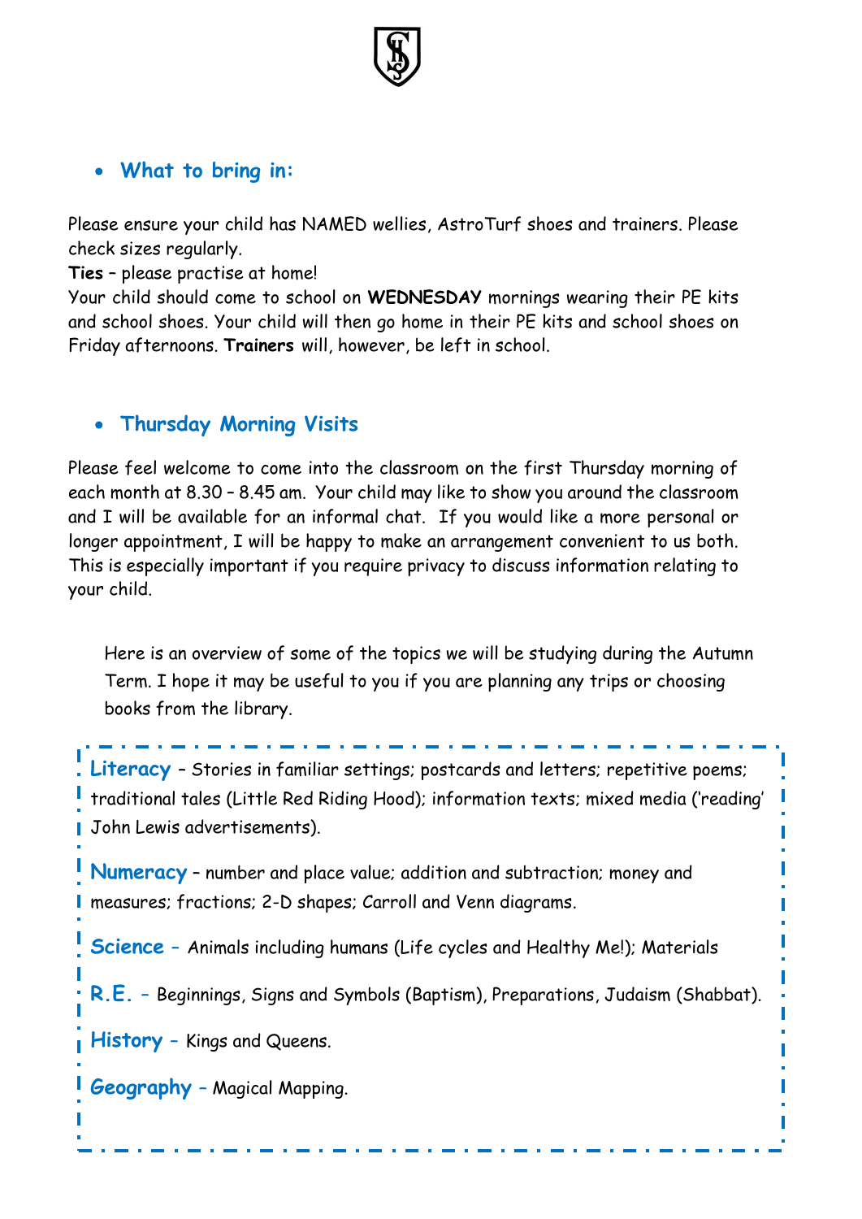- **What to bring in:**

Please ensure your child has NAMED wellies, AstroTurf shoes and trainers. Please check sizes regularly.

**Ties** – please practise at home!

Your child should come to school on **WEDNESDAY** mornings wearing their PE kits and school shoes. Your child will then go home in their PE kits and school shoes on Friday afternoons. **Trainers** will, however, be left in school.

- **Thursday Morning Visits**

Please feel welcome to come into the classroom on the first Thursday morning of each month at 8.30 – 8.45 am. Your child may like to show you around the classroom and I will be available for an informal chat. If you would like a more personal or longer appointment, I will be happy to make an arrangement convenient to us both. This is especially important if you require privacy to discuss information relating to your child.

Here is an overview of some of the topics we will be studying during the Autumn Term. I hope it may be useful to you if you are planning any trips or choosing books from the library.

**Literacy** – Stories in familiar settings; postcards and letters; repetitive poems; traditional tales (Little Red Riding Hood); information texts; mixed media ('reading' John Lewis advertisements).

**Numeracy** – number and place value; addition and subtraction; money and measures; fractions; 2-D shapes; Carroll and Venn diagrams.

**Science** – Animals including humans (Life cycles and Healthy Me!); Materials

**R.E.** – Beginnings, Signs and Symbols (Baptism), Preparations, Judaism (Shabbat).

**History** – Kings and Queens.

**Geography** – Magical Mapping.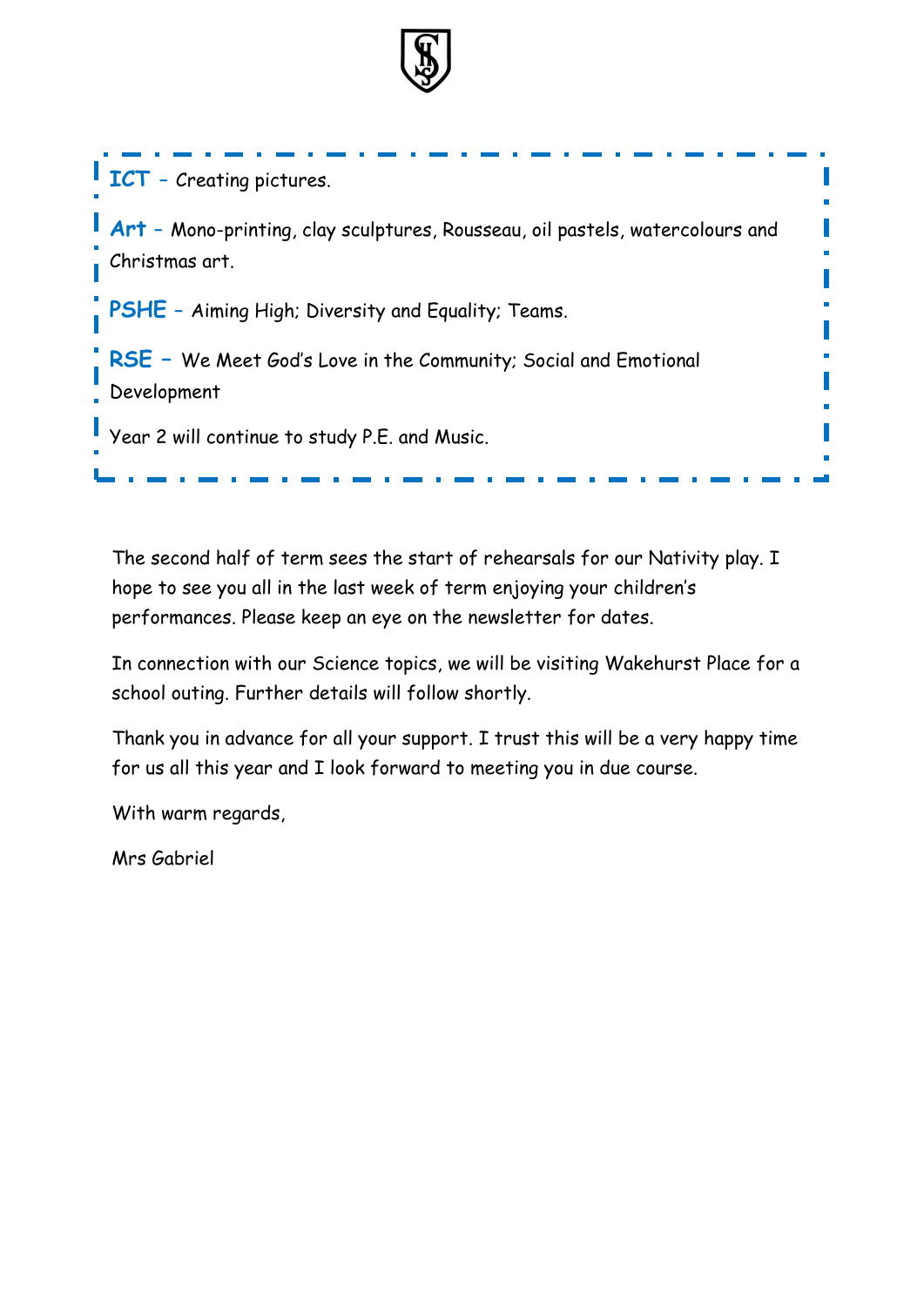**ICT** – Creating pictures.

**Art** – Mono-printing, clay sculptures, Rousseau, oil pastels, watercolours and Christmas art.

**PSHE** – Aiming High; Diversity and Equality; Teams.

**RSE** – We Meet God's Love in the Community; Social and Emotional Development

Year 2 will continue to study P.E. and Music.

The second half of term sees the start of rehearsals for our Nativity play. I hope to see you all in the last week of term enjoying your children's performances. Please keep an eye on the newsletter for dates.

In connection with our Science topics, we will be visiting Wakehurst Place for a school outing. Further details will follow shortly.

Thank you in advance for all your support. I trust this will be a very happy time for us all this year and I look forward to meeting you in due course.

With warm regards,

Mrs Gabriel